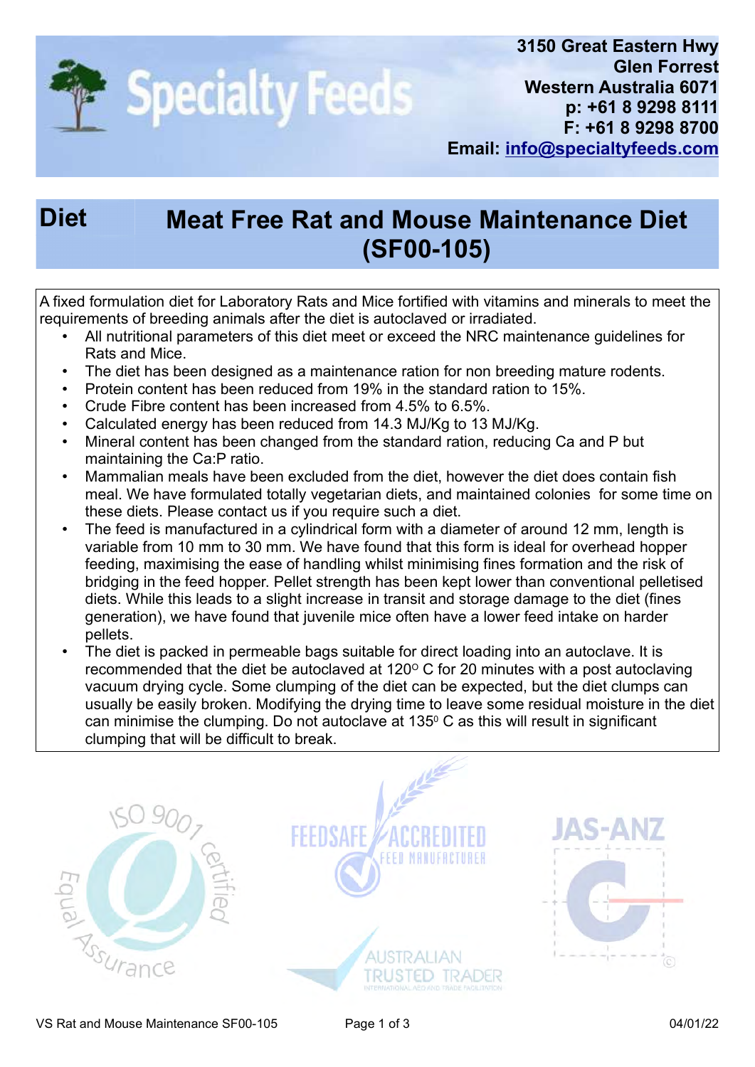Specialty Feeds

**3150 Great Eastern Hwy**
**Glen Forrest**
**Western Australia 6071**
**p: +61 8 9298 8111**
**F: +61 8 9298 8700**
**Email: info@specialtyfeeds.com**

# Diet — Meat Free Rat and Mouse Maintenance Diet (SF00-105)

A fixed formulation diet for Laboratory Rats and Mice fortified with vitamins and minerals to meet the requirements of breeding animals after the diet is autoclaved or irradiated.

- All nutritional parameters of this diet meet or exceed the NRC maintenance guidelines for Rats and Mice.
- The diet has been designed as a maintenance ration for non breeding mature rodents.
- Protein content has been reduced from 19% in the standard ration to 15%.
- Crude Fibre content has been increased from 4.5% to 6.5%.
- Calculated energy has been reduced from 14.3 MJ/Kg to 13 MJ/Kg.
- Mineral content has been changed from the standard ration, reducing Ca and P but maintaining the Ca:P ratio.
- Mammalian meals have been excluded from the diet, however the diet does contain fish meal. We have formulated totally vegetarian diets, and maintained colonies for some time on these diets. Please contact us if you require such a diet.
- The feed is manufactured in a cylindrical form with a diameter of around 12 mm, length is variable from 10 mm to 30 mm. We have found that this form is ideal for overhead hopper feeding, maximising the ease of handling whilst minimising fines formation and the risk of bridging in the feed hopper. Pellet strength has been kept lower than conventional pelletised diets. While this leads to a slight increase in transit and storage damage to the diet (fines generation), we have found that juvenile mice often have a lower feed intake on harder pellets.
- The diet is packed in permeable bags suitable for direct loading into an autoclave. It is recommended that the diet be autoclaved at 120° C for 20 minutes with a post autoclaving vacuum drying cycle. Some clumping of the diet can be expected, but the diet clumps can usually be easily broken. Modifying the drying time to leave some residual moisture in the diet can minimise the clumping. Do not autoclave at 135° C as this will result in significant clumping that will be difficult to break.

ISO 9001 certified — Equal Assurance

FEEDSAFE ACCREDITED FEED MANUFACTURER

AUSTRALIAN TRUSTED TRADER — INTERNATIONAL AID AND TRADE FACILITATION

JAS-ANZ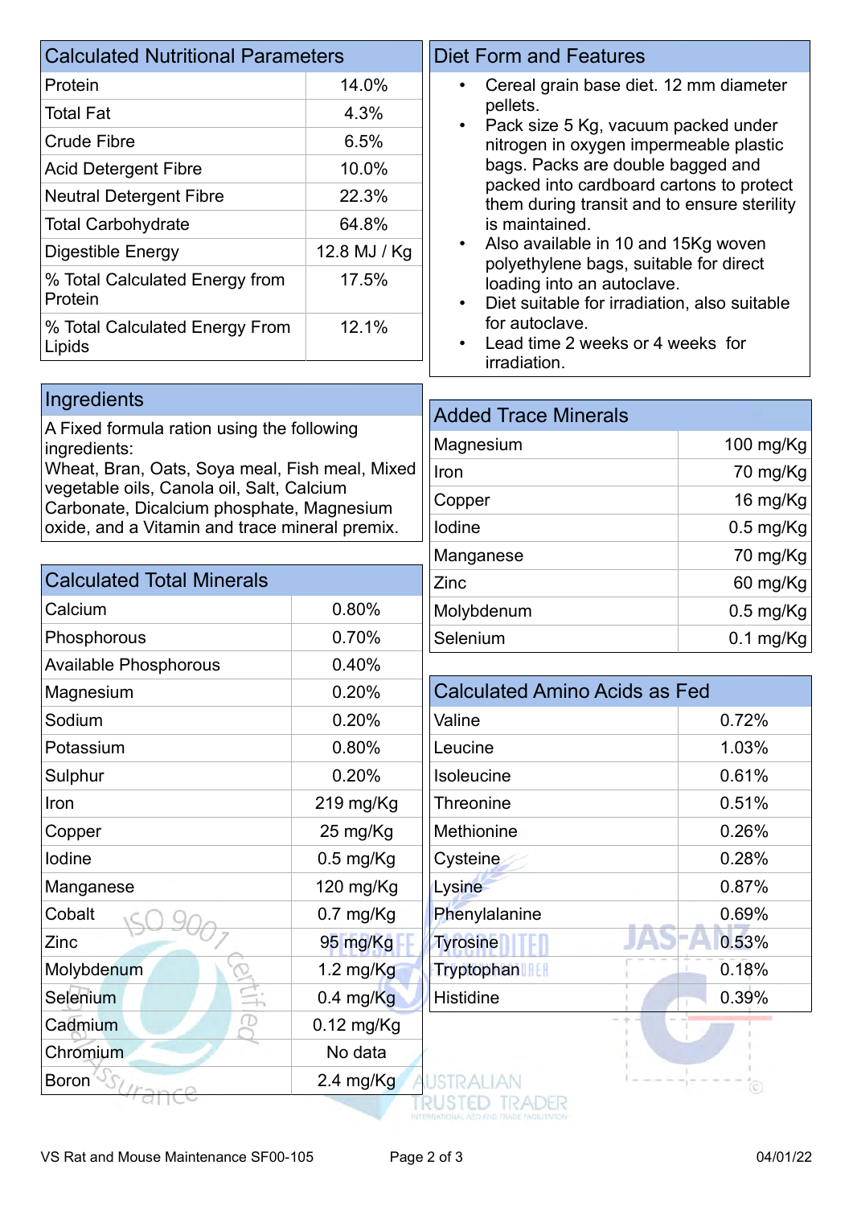## Calculated Nutritional Parameters

| Calculated Nutritional Parameters | |
|---|---|
| Protein | 14.0% |
| Total Fat | 4.3% |
| Crude Fibre | 6.5% |
| Acid Detergent Fibre | 10.0% |
| Neutral Detergent Fibre | 22.3% |
| Total Carbohydrate | 64.8% |
| Digestible Energy | 12.8 MJ / Kg |
| % Total Calculated Energy from Protein | 17.5% |
| % Total Calculated Energy From Lipids | 12.1% |

## Diet Form and Features

- Cereal grain base diet. 12 mm diameter pellets.
- Pack size 5 Kg, vacuum packed under nitrogen in oxygen impermeable plastic bags. Packs are double bagged and packed into cardboard cartons to protect them during transit and to ensure sterility is maintained.
- Also available in 10 and 15Kg woven polyethylene bags, suitable for direct loading into an autoclave.
- Diet suitable for irradiation, also suitable for autoclave.
- Lead time 2 weeks or 4 weeks for irradiation.

## Ingredients

A Fixed formula ration using the following ingredients:
Wheat, Bran, Oats, Soya meal, Fish meal, Mixed vegetable oils, Canola oil, Salt, Calcium Carbonate, Dicalcium phosphate, Magnesium oxide, and a Vitamin and trace mineral premix.

## Added Trace Minerals

| Added Trace Minerals | |
|---|---|
| Magnesium | 100 mg/Kg |
| Iron | 70 mg/Kg |
| Copper | 16 mg/Kg |
| Iodine | 0.5 mg/Kg |
| Manganese | 70 mg/Kg |
| Zinc | 60 mg/Kg |
| Molybdenum | 0.5 mg/Kg |
| Selenium | 0.1 mg/Kg |

## Calculated Total Minerals

| Calculated Total Minerals | |
|---|---|
| Calcium | 0.80% |
| Phosphorous | 0.70% |
| Available Phosphorous | 0.40% |
| Magnesium | 0.20% |
| Sodium | 0.20% |
| Potassium | 0.80% |
| Sulphur | 0.20% |
| Iron | 219 mg/Kg |
| Copper | 25 mg/Kg |
| Iodine | 0.5 mg/Kg |
| Manganese | 120 mg/Kg |
| Cobalt | 0.7 mg/Kg |
| Zinc | 95 mg/Kg |
| Molybdenum | 1.2 mg/Kg |
| Selenium | 0.4 mg/Kg |
| Cadmium | 0.12 mg/Kg |
| Chromium | No data |
| Boron | 2.4 mg/Kg |

## Calculated Amino Acids as Fed

| Calculated Amino Acids as Fed | |
|---|---|
| Valine | 0.72% |
| Leucine | 1.03% |
| Isoleucine | 0.61% |
| Threonine | 0.51% |
| Methionine | 0.26% |
| Cysteine | 0.28% |
| Lysine | 0.87% |
| Phenylalanine | 0.69% |
| Tyrosine | 0.53% |
| Tryptophan | 0.18% |
| Histidine | 0.39% |

VS Rat and Mouse Maintenance SF00-105 04/01/22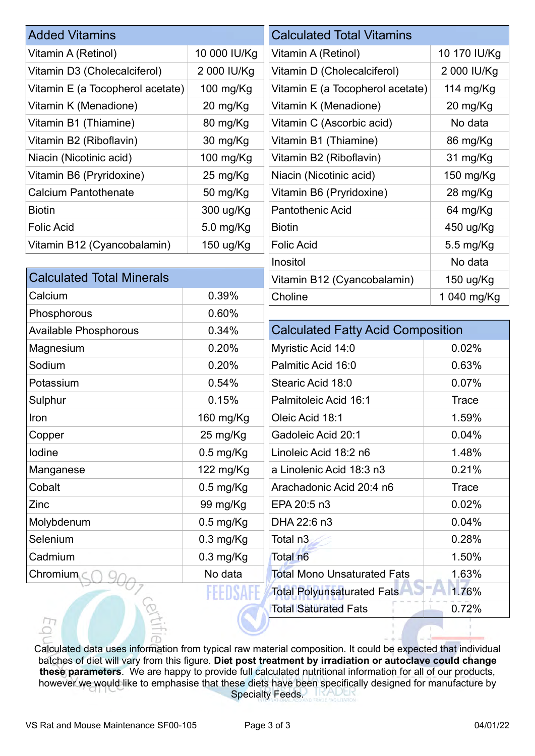| Added Vitamins | |
|---|---|
| Vitamin A (Retinol) | 10 000 IU/Kg |
| Vitamin D3 (Cholecalciferol) | 2 000 IU/Kg |
| Vitamin E (a Tocopherol acetate) | 100 mg/Kg |
| Vitamin K (Menadione) | 20 mg/Kg |
| Vitamin B1 (Thiamine) | 80 mg/Kg |
| Vitamin B2 (Riboflavin) | 30 mg/Kg |
| Niacin (Nicotinic acid) | 100 mg/Kg |
| Vitamin B6 (Pryridoxine) | 25 mg/Kg |
| Calcium Pantothenate | 50 mg/Kg |
| Biotin | 300 ug/Kg |
| Folic Acid | 5.0 mg/Kg |
| Vitamin B12 (Cyancobalamin) | 150 ug/Kg |

| Calculated Total Minerals | |
|---|---|
| Calcium | 0.39% |
| Phosphorous | 0.60% |
| Available Phosphorous | 0.34% |
| Magnesium | 0.20% |
| Sodium | 0.20% |
| Potassium | 0.54% |
| Sulphur | 0.15% |
| Iron | 160 mg/Kg |
| Copper | 25 mg/Kg |
| Iodine | 0.5 mg/Kg |
| Manganese | 122 mg/Kg |
| Cobalt | 0.5 mg/Kg |
| Zinc | 99 mg/Kg |
| Molybdenum | 0.5 mg/Kg |
| Selenium | 0.3 mg/Kg |
| Cadmium | 0.3 mg/Kg |
| Chromium | No data |

| Calculated Total Vitamins | |
|---|---|
| Vitamin A (Retinol) | 10 170 IU/Kg |
| Vitamin D (Cholecalciferol) | 2 000 IU/Kg |
| Vitamin E (a Tocopherol acetate) | 114 mg/Kg |
| Vitamin K (Menadione) | 20 mg/Kg |
| Vitamin C (Ascorbic acid) | No data |
| Vitamin B1 (Thiamine) | 86 mg/Kg |
| Vitamin B2 (Riboflavin) | 31 mg/Kg |
| Niacin (Nicotinic acid) | 150 mg/Kg |
| Vitamin B6 (Pryridoxine) | 28 mg/Kg |
| Pantothenic Acid | 64 mg/Kg |
| Biotin | 450 ug/Kg |
| Folic Acid | 5.5 mg/Kg |
| Inositol | No data |
| Vitamin B12 (Cyancobalamin) | 150 ug/Kg |
| Choline | 1 040 mg/Kg |

| Calculated Fatty Acid Composition | |
|---|---|
| Myristic Acid 14:0 | 0.02% |
| Palmitic Acid 16:0 | 0.63% |
| Stearic Acid 18:0 | 0.07% |
| Palmitoleic Acid 16:1 | Trace |
| Oleic Acid 18:1 | 1.59% |
| Gadoleic Acid 20:1 | 0.04% |
| Linoleic Acid 18:2 n6 | 1.48% |
| a Linolenic Acid 18:3 n3 | 0.21% |
| Arachadonic Acid 20:4 n6 | Trace |
| EPA 20:5 n3 | 0.02% |
| DHA 22:6 n3 | 0.04% |
| Total n3 | 0.28% |
| Total n6 | 1.50% |
| Total Mono Unsaturated Fats | 1.63% |
| Total Polyunsaturated Fats | 1.76% |
| Total Saturated Fats | 0.72% |

Calculated data uses information from typical raw material composition. It could be expected that individual batches of diet will vary from this figure. **Diet post treatment by irradiation or autoclave could change these parameters**. We are happy to provide full calculated nutritional information for all of our products, however we would like to emphasise that these diets have been specifically designed for manufacture by Specialty Feeds.

VS Rat and Mouse Maintenance SF00-105 04/01/22